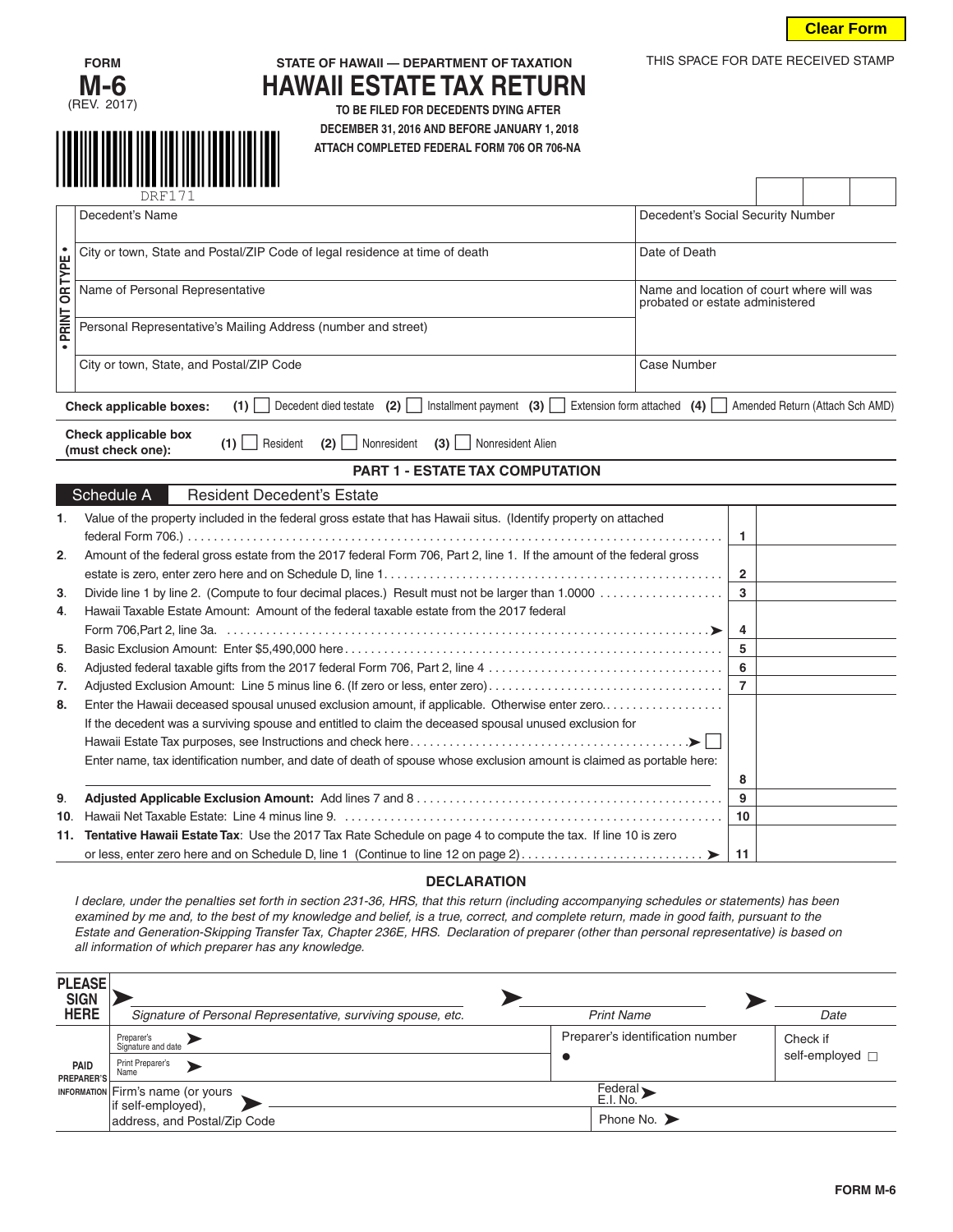Clear Form

FORM **M-6** (REV. 2017)

STATE OF HAWAII — DEPARTMENT OF TAXATION

# HAWAII ESTATE TAX RETURN

**TO BE FILED FOR DECEDENTS DYING AFTER DECEMBER 31, 2016 AND BEFORE JANUARY 1, 2018**

**ATTACH COMPLETED FEDERAL FORM 706 OR 706-NA**

THIS SPACE FOR DATE RECEIVED STAMP

DRF171

• PRINT OR TYPE •

| | |
|---|---|
| Decedent's Name | Decedent's Social Security Number |
| City or town, State and Postal/ZIP Code of legal residence at time of death | Date of Death |
| Name of Personal Representative | Name and location of court where will was probated or estate administered |
| Personal Representative's Mailing Address (number and street) | |
| City or town, State, and Postal/ZIP Code | Case Number |

**Check applicable boxes:** **(1)** ☐ Decedent died testate **(2)** ☐ Installment payment **(3)** ☐ Extension form attached **(4)** ☐ Amended Return (Attach Sch AMD)

**Check applicable box (must check one):** **(1)** ☐ Resident **(2)** ☐ Nonresident **(3)** ☐ Nonresident Alien

## PART 1 - ESTATE TAX COMPUTATION

**Schedule A** Resident Decedent's Estate

| | | | |
|---|---|---|---|
| 1. | Value of the property included in the federal gross estate that has Hawaii situs. (Identify property on attached federal Form 706.) | 1 | |
| 2. | Amount of the federal gross estate from the 2017 federal Form 706, Part 2, line 1. If the amount of the federal gross estate is zero, enter zero here and on Schedule D, line 1 | 2 | |
| 3. | Divide line 1 by line 2. (Compute to four decimal places.) Result must not be larger than 1.0000 | 3 | |
| 4. | Hawaii Taxable Estate Amount: Amount of the federal taxable estate from the 2017 federal Form 706,Part 2, line 3a. ➤ | 4 | |
| 5. | Basic Exclusion Amount: Enter $5,490,000 here | 5 | |
| 6. | Adjusted federal taxable gifts from the 2017 federal Form 706, Part 2, line 4 | 6 | |
| 7. | Adjusted Exclusion Amount: Line 5 minus line 6. (If zero or less, enter zero) | 7 | |
| 8. | Enter the Hawaii deceased spousal unused exclusion amount, if applicable. Otherwise enter zero. If the decedent was a surviving spouse and entitled to claim the deceased spousal unused exclusion for Hawaii Estate Tax purposes, see Instructions and check here ➤ ☐ Enter name, tax identification number, and date of death of spouse whose exclusion amount is claimed as portable here: | 8 | |
| 9. | **Adjusted Applicable Exclusion Amount:** Add lines 7 and 8 | 9 | |
| 10. | Hawaii Net Taxable Estate: Line 4 minus line 9. | 10 | |
| 11. | **Tentative Hawaii Estate Tax**: Use the 2017 Tax Rate Schedule on page 4 to compute the tax. If line 10 is zero or less, enter zero here and on Schedule D, line 1 (Continue to line 12 on page 2) ➤ | 11 | |

## DECLARATION

*I declare, under the penalties set forth in section 231-36, HRS, that this return (including accompanying schedules or statements) has been examined by me and, to the best of my knowledge and belief, is a true, correct, and complete return, made in good faith, pursuant to the Estate and Generation-Skipping Transfer Tax, Chapter 236E, HRS. Declaration of preparer (other than personal representative) is based on all information of which preparer has any knowledge.*

| | | | |
|---|---|---|---|
| **PLEASE SIGN HERE** | ➤ *Signature of Personal Representative, surviving spouse, etc.* | ➤ *Print Name* | ➤ *Date* |
| **PAID PREPARER'S INFORMATION** | Preparer's Signature and date ➤ | Preparer's identification number ● | Check if self-employed ☐ |
| | Print Preparer's Name ➤ | | |
| | Firm's name (or yours if self-employed), address, and Postal/Zip Code ➤ | Federal E.I. No. ➤ | |
| | | Phone No. ➤ | |

FORM M-6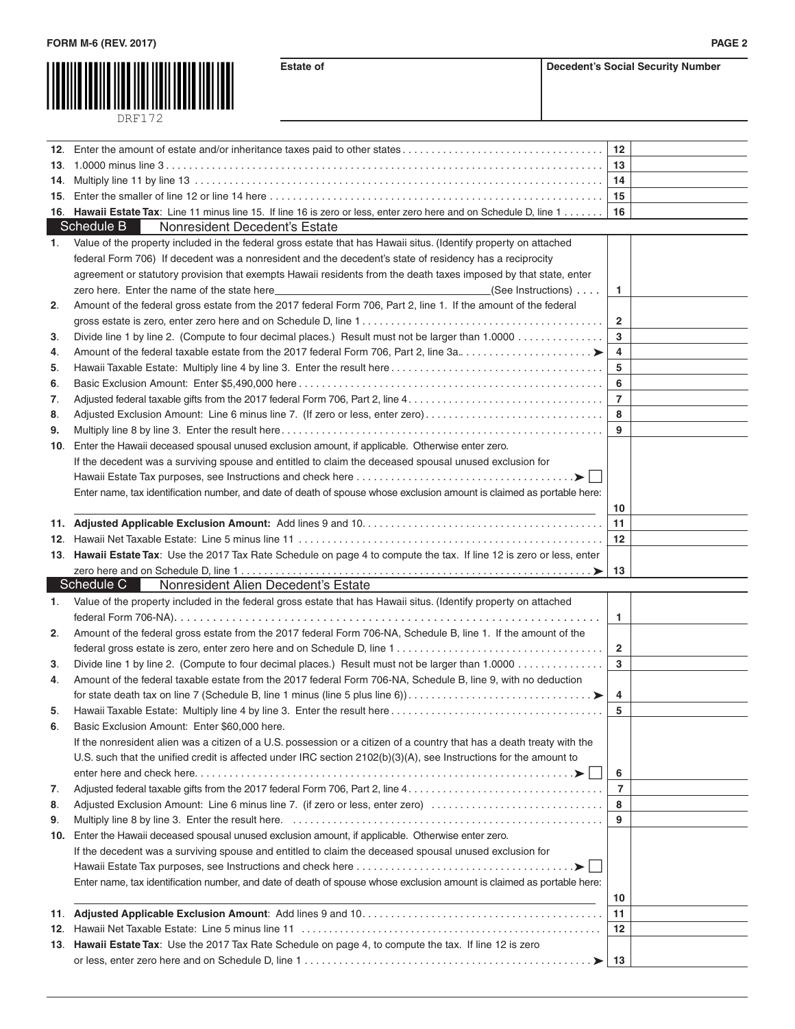FORM M-6 (REV. 2017)

DRF172

| Estate of | Decedent's Social Security Number |
|---|---|
| | |

| | | Line | Amount |
|---|---|---|---|
| 12. | Enter the amount of estate and/or inheritance taxes paid to other states | 12 | |
| 13. | 1.0000 minus line 3 | 13 | |
| 14. | Multiply line 11 by line 13 | 14 | |
| 15. | Enter the smaller of line 12 or line 14 here | 15 | |
| 16. | **Hawaii Estate Tax**: Line 11 minus line 15. If line 16 is zero or less, enter zero here and on Schedule D, line 1 | 16 | |

## Schedule B — Nonresident Decedent's Estate

| | | Line | Amount |
|---|---|---|---|
| 1. | Value of the property included in the federal gross estate that has Hawaii situs. (Identify property on attached federal Form 706) If decedent was a nonresident and the decedent's state of residency has a reciprocity agreement or statutory provision that exempts Hawaii residents from the death taxes imposed by that state, enter zero here. Enter the name of the state here\_\_\_\_\_\_\_\_\_\_(See Instructions) | 1 | |
| 2. | Amount of the federal gross estate from the 2017 federal Form 706, Part 2, line 1. If the amount of the federal gross estate is zero, enter zero here and on Schedule D, line 1 | 2 | |
| 3. | Divide line 1 by line 2. (Compute to four decimal places.) Result must not be larger than 1.0000 | 3 | |
| 4. | Amount of the federal taxable estate from the 2017 federal Form 706, Part 2, line 3a. ➤ | 4 | |
| 5. | Hawaii Taxable Estate: Multiply line 4 by line 3. Enter the result here | 5 | |
| 6. | Basic Exclusion Amount: Enter $5,490,000 here | 6 | |
| 7. | Adjusted federal taxable gifts from the 2017 federal Form 706, Part 2, line 4 | 7 | |
| 8. | Adjusted Exclusion Amount: Line 6 minus line 7. (If zero or less, enter zero) | 8 | |
| 9. | Multiply line 8 by line 3. Enter the result here | 9 | |
| 10. | Enter the Hawaii deceased spousal unused exclusion amount, if applicable. Otherwise enter zero. If the decedent was a surviving spouse and entitled to claim the deceased spousal unused exclusion for Hawaii Estate Tax purposes, see Instructions and check here ➤ ☐ Enter name, tax identification number, and date of death of spouse whose exclusion amount is claimed as portable here: \_\_\_\_\_\_\_\_\_\_ | 10 | |
| 11. | **Adjusted Applicable Exclusion Amount:** Add lines 9 and 10 | 11 | |
| 12. | Hawaii Net Taxable Estate: Line 5 minus line 11 | 12 | |
| 13. | **Hawaii Estate Tax**: Use the 2017 Tax Rate Schedule on page 4 to compute the tax. If line 12 is zero or less, enter zero here and on Schedule D, line 1 ➤ | 13 | |

## Schedule C — Nonresident Alien Decedent's Estate

| | | Line | Amount |
|---|---|---|---|
| 1. | Value of the property included in the federal gross estate that has Hawaii situs. (Identify property on attached federal Form 706-NA) | 1 | |
| 2. | Amount of the federal gross estate from the 2017 federal Form 706-NA, Schedule B, line 1. If the amount of the federal gross estate is zero, enter zero here and on Schedule D, line 1 | 2 | |
| 3. | Divide line 1 by line 2. (Compute to four decimal places.) Result must not be larger than 1.0000 | 3 | |
| 4. | Amount of the federal taxable estate from the 2017 federal Form 706-NA, Schedule B, line 9, with no deduction for state death tax on line 7 (Schedule B, line 1 minus (line 5 plus line 6)) ➤ | 4 | |
| 5. | Hawaii Taxable Estate: Multiply line 4 by line 3. Enter the result here | 5 | |
| 6. | Basic Exclusion Amount: Enter $60,000 here. If the nonresident alien was a citizen of a U.S. possession or a citizen of a country that has a death treaty with the U.S. such that the unified credit is affected under IRC section 2102(b)(3)(A), see Instructions for the amount to enter here and check here ➤ ☐ | 6 | |
| 7. | Adjusted federal taxable gifts from the 2017 federal Form 706, Part 2, line 4 | 7 | |
| 8. | Adjusted Exclusion Amount: Line 6 minus line 7. (if zero or less, enter zero) | 8 | |
| 9. | Multiply line 8 by line 3. Enter the result here. | 9 | |
| 10. | Enter the Hawaii deceased spousal unused exclusion amount, if applicable. Otherwise enter zero. If the decedent was a surviving spouse and entitled to claim the deceased spousal unused exclusion for Hawaii Estate Tax purposes, see Instructions and check here ➤ ☐ Enter name, tax identification number, and date of death of spouse whose exclusion amount is claimed as portable here: \_\_\_\_\_\_\_\_\_\_ | 10 | |
| 11. | **Adjusted Applicable Exclusion Amount**: Add lines 9 and 10 | 11 | |
| 12. | Hawaii Net Taxable Estate: Line 5 minus line 11 | 12 | |
| 13. | **Hawaii Estate Tax**: Use the 2017 Tax Rate Schedule on page 4, to compute the tax. If line 12 is zero or less, enter zero here and on Schedule D, line 1 ➤ | 13 | |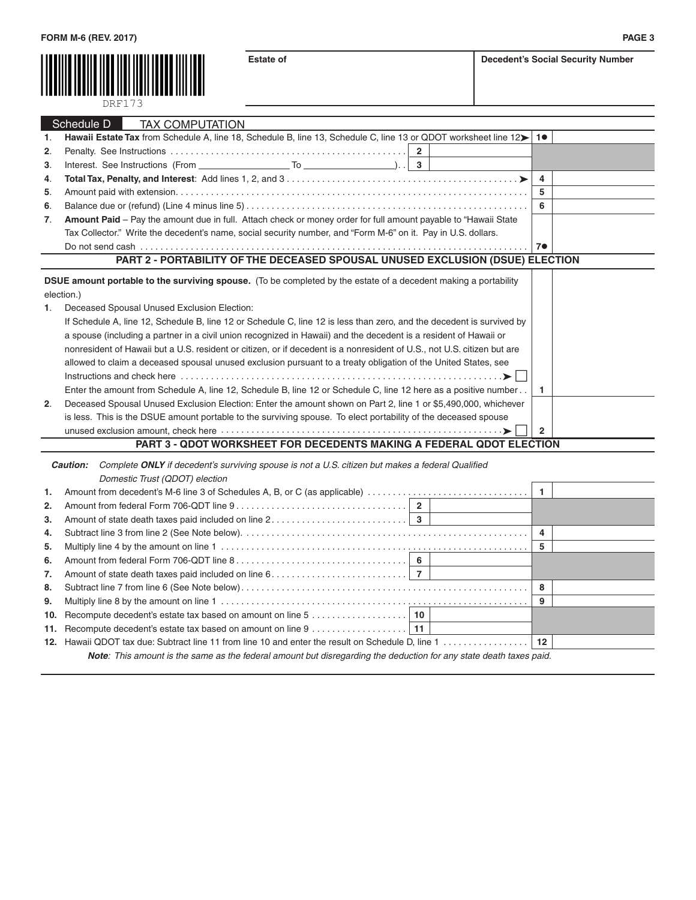FORM M-6 (REV. 2017)

DRF173

| Estate of | Decedent's Social Security Number |
|---|---|
| | |

## Schedule D TAX COMPUTATION

| | | | | | |
|---|---|---|---|---|---|
| 1. | **Hawaii Estate Tax** from Schedule A, line 18, Schedule B, line 13, Schedule C, line 13 or QDOT worksheet line 12 ➤ | | | 1● | |
| 2. | Penalty. See Instructions | 2 | | | |
| 3. | Interest. See Instructions (From ________ To ________) | 3 | | | |
| 4. | **Total Tax, Penalty, and Interest**: Add lines 1, 2, and 3 ➤ | | | 4 | |
| 5. | Amount paid with extension | | | 5 | |
| 6. | Balance due or (refund) (Line 4 minus line 5) | | | 6 | |
| 7. | **Amount Paid** – Pay the amount due in full. Attach check or money order for full amount payable to "Hawaii State Tax Collector." Write the decedent's name, social security number, and "Form M-6" on it. Pay in U.S. dollars. Do not send cash | | | 7● | |

## PART 2 - PORTABILITY OF THE DECEASED SPOUSAL UNUSED EXCLUSION (DSUE) ELECTION

**DSUE amount portable to the surviving spouse.** (To be completed by the estate of a decedent making a portability election.)

| | | | |
|---|---|---|---|
| 1. | Deceased Spousal Unused Exclusion Election: If Schedule A, line 12, Schedule B, line 12 or Schedule C, line 12 is less than zero, and the decedent is survived by a spouse (including a partner in a civil union recognized in Hawaii) and the decedent is a resident of Hawaii or nonresident of Hawaii but a U.S. resident or citizen, or if decedent is a nonresident of U.S., not U.S. citizen but are allowed to claim a deceased spousal unused exclusion pursuant to a treaty obligation of the United States, see Instructions and check here ➤ ☐ | | |
| | Enter the amount from Schedule A, line 12, Schedule B, line 12 or Schedule C, line 12 here as a positive number | 1 | |
| 2. | Deceased Spousal Unused Exclusion Election: Enter the amount shown on Part 2, line 1 or $5,490,000, whichever is less. This is the DSUE amount portable to the surviving spouse. To elect portability of the deceased spouse unused exclusion amount, check here ➤ ☐ | 2 | |

## PART 3 - QDOT WORKSHEET FOR DECEDENTS MAKING A FEDERAL QDOT ELECTION

***Caution:*** *Complete* ***ONLY*** *if decedent's surviving spouse is not a U.S. citizen but makes a federal Qualified Domestic Trust (QDOT) election*

| | | | | | |
|---|---|---|---|---|---|
| 1. | Amount from decedent's M-6 line 3 of Schedules A, B, or C (as applicable) | | | 1 | |
| 2. | Amount from federal Form 706-QDT line 9 | 2 | | | |
| 3. | Amount of state death taxes paid included on line 2 | 3 | | | |
| 4. | Subtract line 3 from line 2 (See Note below) | | | 4 | |
| 5. | Multiply line 4 by the amount on line 1 | | | 5 | |
| 6. | Amount from federal Form 706-QDT line 8 | 6 | | | |
| 7. | Amount of state death taxes paid included on line 6 | 7 | | | |
| 8. | Subtract line 7 from line 6 (See Note below) | | | 8 | |
| 9. | Multiply line 8 by the amount on line 1 | | | 9 | |
| 10. | Recompute decedent's estate tax based on amount on line 5 | 10 | | | |
| 11. | Recompute decedent's estate tax based on amount on line 9 | 11 | | | |
| 12. | Hawaii QDOT tax due: Subtract line 11 from line 10 and enter the result on Schedule D, line 1 | | | 12 | |

***Note****: This amount is the same as the federal amount but disregarding the deduction for any state death taxes paid.*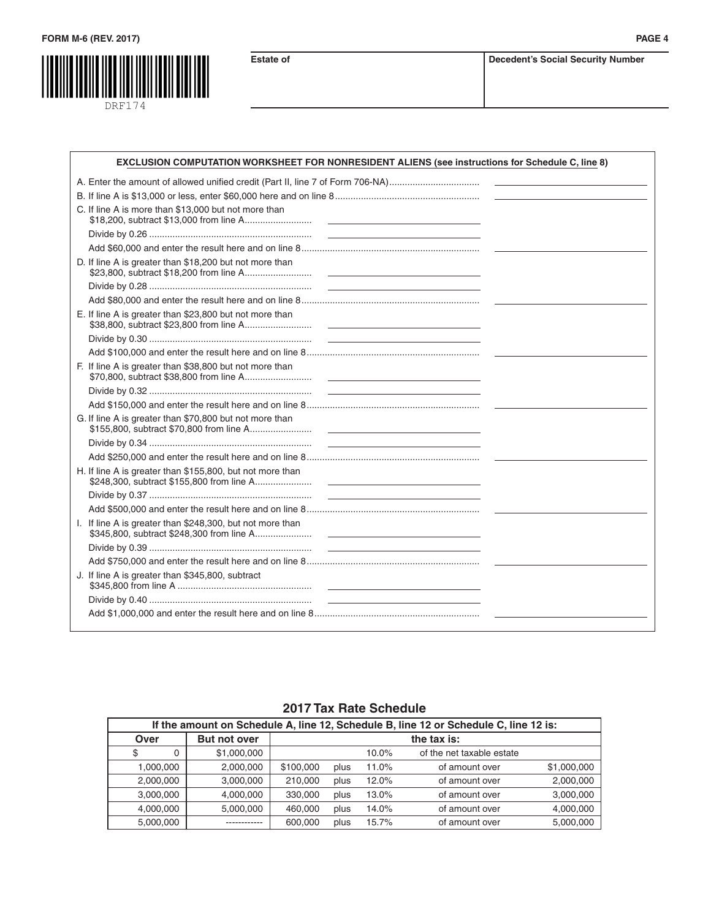DRF174

Estate of

Decedent's Social Security Number

**EXCLUSION COMPUTATION WORKSHEET FOR NONRESIDENT ALIENS (see instructions for Schedule C, line 8)**

A. Enter the amount of allowed unified credit (Part II, line 7 of Form 706-NA) ..................................

B. If line A is $13,000 or less, enter $60,000 here and on line 8 .......................................................

C. If line A is more than $13,000 but not more than $18,200, subtract $13,000 from line A..........................

Divide by 0.26 ..............................................................

Add $60,000 and enter the result here and on line 8 ....................................................................

D. If line A is greater than $18,200 but not more than $23,800, subtract $18,200 from line A..........................

Divide by 0.28 ..............................................................

Add $80,000 and enter the result here and on line 8 ....................................................................

E. If line A is greater than $23,800 but not more than $38,800, subtract $23,800 from line A..........................

Divide by 0.30 ..............................................................

Add $100,000 and enter the result here and on line 8 ..................................................................

F. If line A is greater than $38,800 but not more than $70,800, subtract $38,800 from line A..........................

Divide by 0.32 ..............................................................

Add $150,000 and enter the result here and on line 8 ..................................................................

G. If line A is greater than $70,800 but not more than $155,800, subtract $70,800 from line A........................

Divide by 0.34 ..............................................................

Add $250,000 and enter the result here and on line 8 ..................................................................

H. If line A is greater than $155,800, but not more than $248,300, subtract $155,800 from line A......................

Divide by 0.37 ..............................................................

Add $500,000 and enter the result here and on line 8 ..................................................................

I. If line A is greater than $248,300, but not more than $345,800, subtract $248,300 from line A......................

Divide by 0.39 ..............................................................

Add $750,000 and enter the result here and on line 8 ..................................................................

J. If line A is greater than $345,800, subtract $345,800 from line A ....................................................

Divide by 0.40 ..............................................................

Add $1,000,000 and enter the result here and on line 8 ...............................................................

## 2017 Tax Rate Schedule

| If the amount on Schedule A, line 12, Schedule B, line 12 or Schedule C, line 12 is: | | | | | | |
|---|---|---|---|---|---|---|
| **Over** | **But not over** | **the tax is:** | | | | |
| $ 0 | $1,000,000 | | | 10.0% | of the net taxable estate | |
| 1,000,000 | 2,000,000 | $100,000 | plus | 11.0% | of amount over | $1,000,000 |
| 2,000,000 | 3,000,000 | 210,000 | plus | 12.0% | of amount over | 2,000,000 |
| 3,000,000 | 4,000,000 | 330,000 | plus | 13.0% | of amount over | 3,000,000 |
| 4,000,000 | 5,000,000 | 460,000 | plus | 14.0% | of amount over | 4,000,000 |
| 5,000,000 | ------------ | 600,000 | plus | 15.7% | of amount over | 5,000,000 |